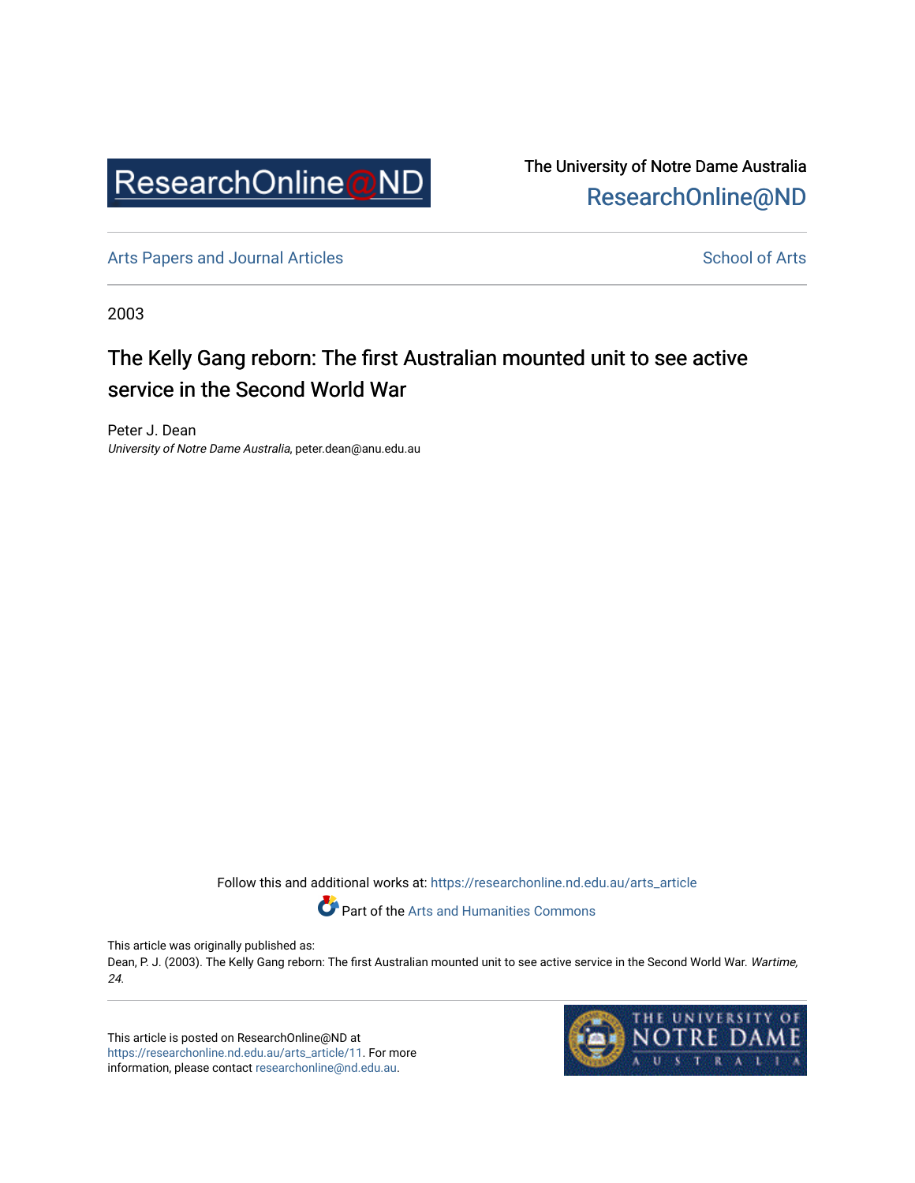ResearchOnline@ND

The University of Notre Dame Australia
ResearchOnline@ND

Arts Papers and Journal Articles

School of Arts

2003

# The Kelly Gang reborn: The first Australian mounted unit to see active service in the Second World War

Peter J. Dean
*University of Notre Dame Australia*, peter.dean@anu.edu.au

Follow this and additional works at: https://researchonline.nd.edu.au/arts_article

Part of the Arts and Humanities Commons

This article was originally published as:
Dean, P. J. (2003). The Kelly Gang reborn: The first Australian mounted unit to see active service in the Second World War. *Wartime, 24.*

This article is posted on ResearchOnline@ND at https://researchonline.nd.edu.au/arts_article/11. For more information, please contact researchonline@nd.edu.au.

THE UNIVERSITY OF NOTRE DAME AUSTRALIA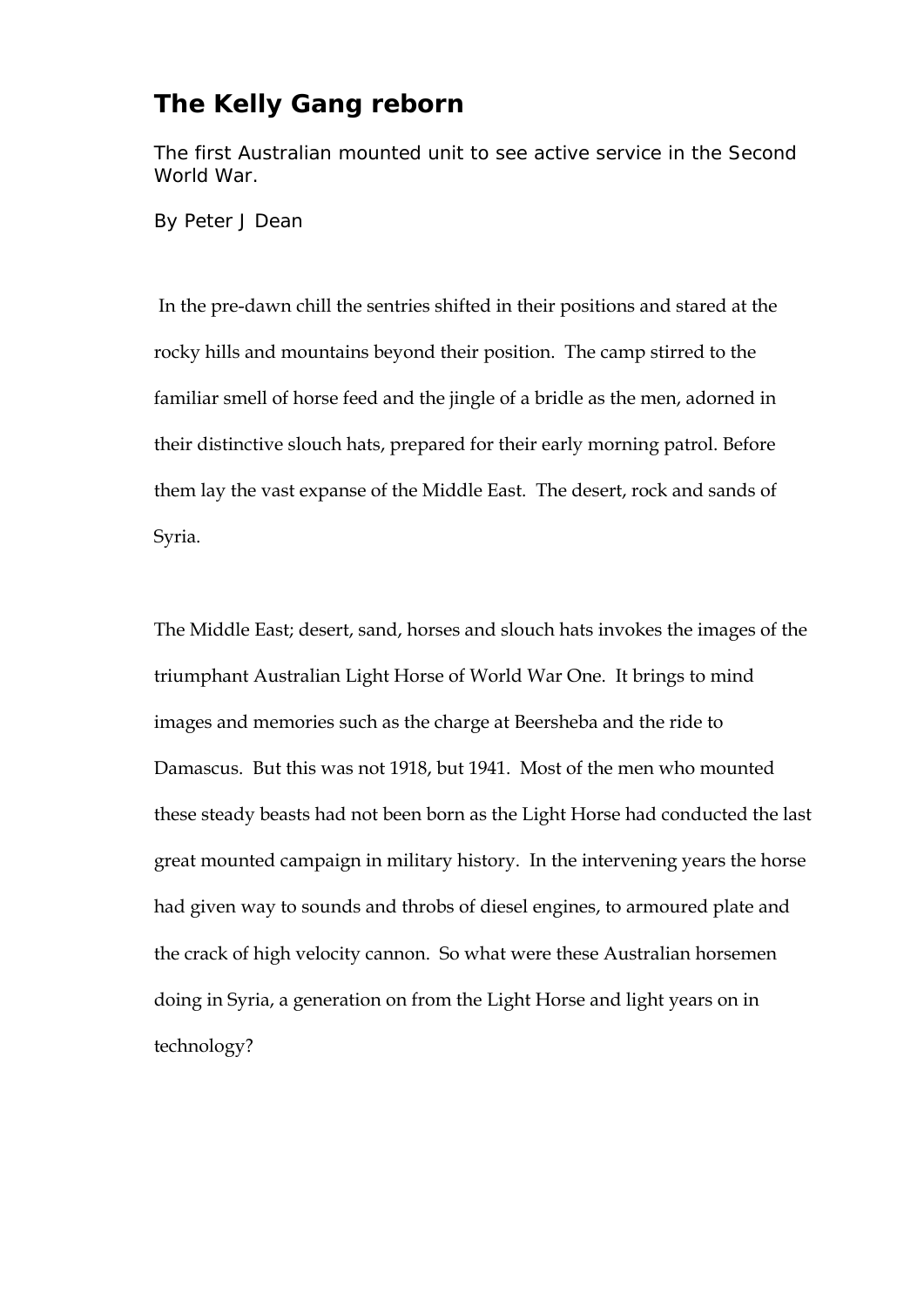# The Kelly Gang reborn

The first Australian mounted unit to see active service in the Second World War.

By Peter J Dean

In the pre-dawn chill the sentries shifted in their positions and stared at the rocky hills and mountains beyond their position. The camp stirred to the familiar smell of horse feed and the jingle of a bridle as the men, adorned in their distinctive slouch hats, prepared for their early morning patrol. Before them lay the vast expanse of the Middle East. The desert, rock and sands of Syria.

The Middle East; desert, sand, horses and slouch hats invokes the images of the triumphant Australian Light Horse of World War One. It brings to mind images and memories such as the charge at Beersheba and the ride to Damascus. But this was not 1918, but 1941. Most of the men who mounted these steady beasts had not been born as the Light Horse had conducted the last great mounted campaign in military history. In the intervening years the horse had given way to sounds and throbs of diesel engines, to armoured plate and the crack of high velocity cannon. So what were these Australian horsemen doing in Syria, a generation on from the Light Horse and light years on in technology?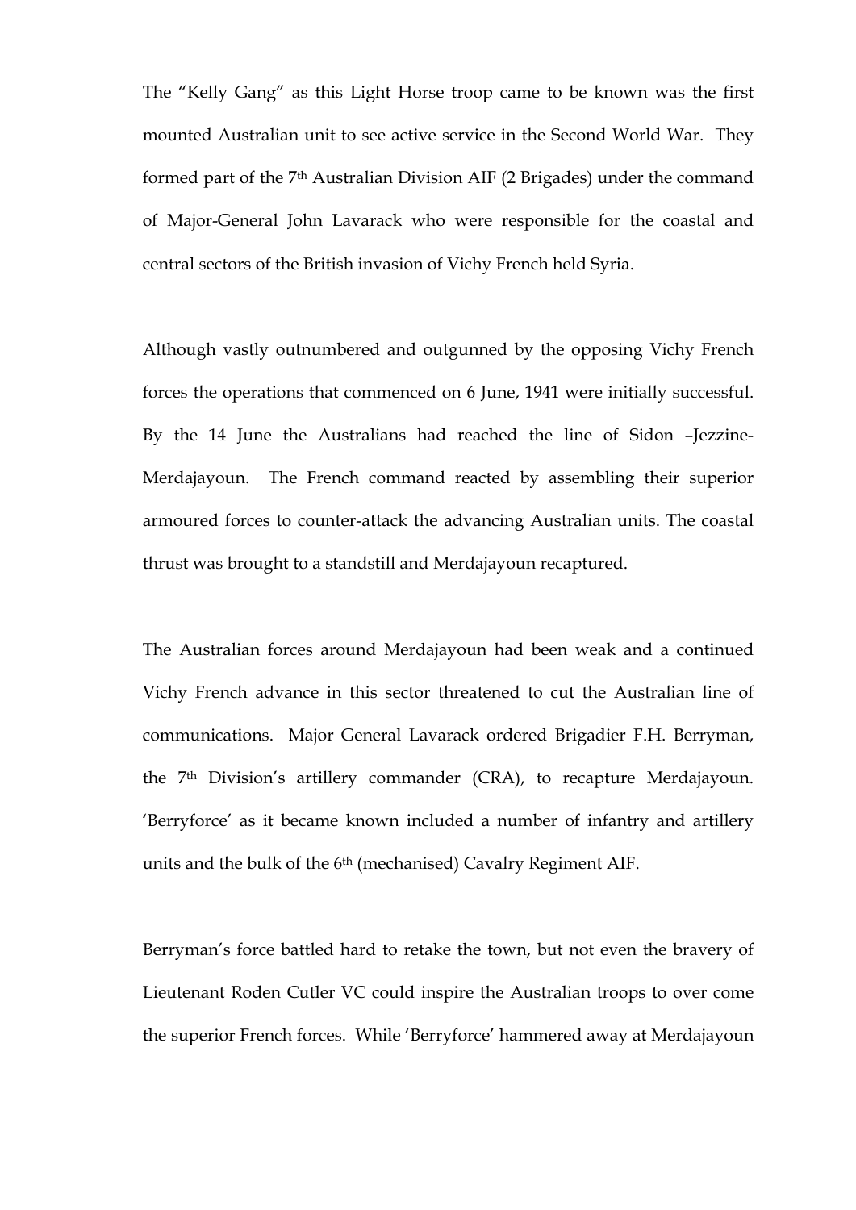The "Kelly Gang" as this Light Horse troop came to be known was the first mounted Australian unit to see active service in the Second World War. They formed part of the 7th Australian Division AIF (2 Brigades) under the command of Major-General John Lavarack who were responsible for the coastal and central sectors of the British invasion of Vichy French held Syria.

Although vastly outnumbered and outgunned by the opposing Vichy French forces the operations that commenced on 6 June, 1941 were initially successful. By the 14 June the Australians had reached the line of Sidon –Jezzine-Merdajayoun. The French command reacted by assembling their superior armoured forces to counter-attack the advancing Australian units. The coastal thrust was brought to a standstill and Merdajayoun recaptured.

The Australian forces around Merdajayoun had been weak and a continued Vichy French advance in this sector threatened to cut the Australian line of communications. Major General Lavarack ordered Brigadier F.H. Berryman, the 7th Division's artillery commander (CRA), to recapture Merdajayoun. 'Berryforce' as it became known included a number of infantry and artillery units and the bulk of the 6th (mechanised) Cavalry Regiment AIF.

Berryman's force battled hard to retake the town, but not even the bravery of Lieutenant Roden Cutler VC could inspire the Australian troops to over come the superior French forces. While 'Berryforce' hammered away at Merdajayoun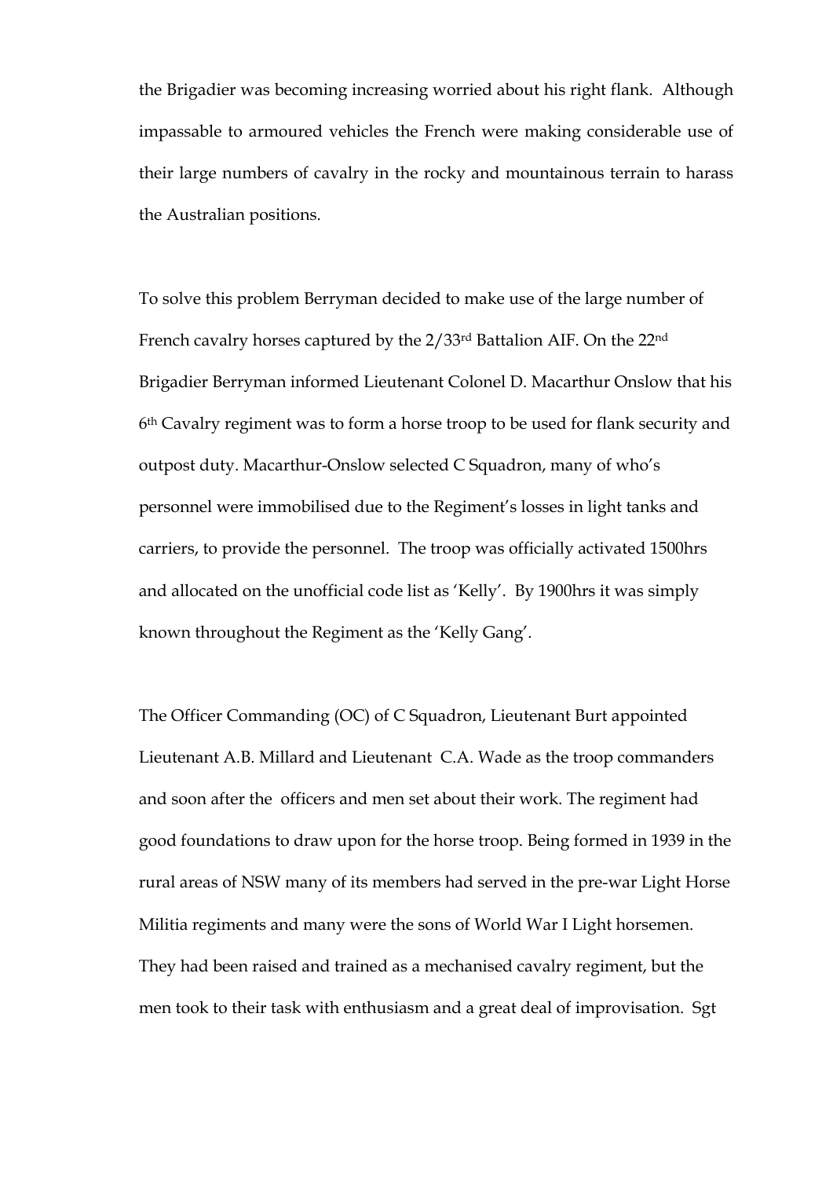the Brigadier was becoming increasing worried about his right flank. Although impassable to armoured vehicles the French were making considerable use of their large numbers of cavalry in the rocky and mountainous terrain to harass the Australian positions.

To solve this problem Berryman decided to make use of the large number of French cavalry horses captured by the 2/33rd Battalion AIF. On the 22nd Brigadier Berryman informed Lieutenant Colonel D. Macarthur Onslow that his 6th Cavalry regiment was to form a horse troop to be used for flank security and outpost duty. Macarthur-Onslow selected C Squadron, many of who's personnel were immobilised due to the Regiment's losses in light tanks and carriers, to provide the personnel. The troop was officially activated 1500hrs and allocated on the unofficial code list as 'Kelly'. By 1900hrs it was simply known throughout the Regiment as the 'Kelly Gang'.

The Officer Commanding (OC) of C Squadron, Lieutenant Burt appointed Lieutenant A.B. Millard and Lieutenant C.A. Wade as the troop commanders and soon after the officers and men set about their work. The regiment had good foundations to draw upon for the horse troop. Being formed in 1939 in the rural areas of NSW many of its members had served in the pre-war Light Horse Militia regiments and many were the sons of World War I Light horsemen. They had been raised and trained as a mechanised cavalry regiment, but the men took to their task with enthusiasm and a great deal of improvisation. Sgt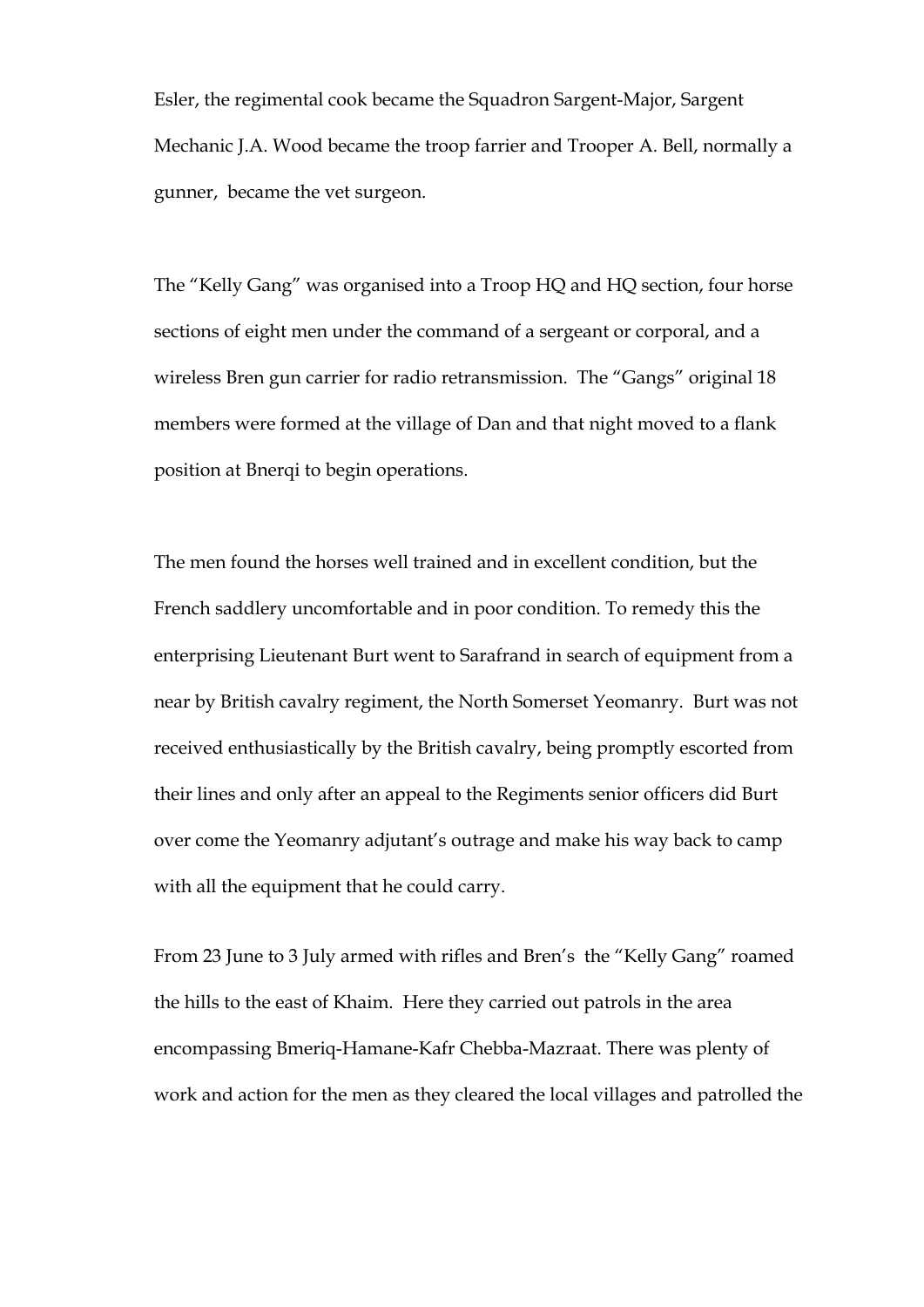Esler, the regimental cook became the Squadron Sargent-Major, Sargent Mechanic J.A. Wood became the troop farrier and Trooper A. Bell, normally a gunner, became the vet surgeon.

The "Kelly Gang" was organised into a Troop HQ and HQ section, four horse sections of eight men under the command of a sergeant or corporal, and a wireless Bren gun carrier for radio retransmission. The "Gangs" original 18 members were formed at the village of Dan and that night moved to a flank position at Bnerqi to begin operations.

The men found the horses well trained and in excellent condition, but the French saddlery uncomfortable and in poor condition. To remedy this the enterprising Lieutenant Burt went to Sarafrand in search of equipment from a near by British cavalry regiment, the North Somerset Yeomanry. Burt was not received enthusiastically by the British cavalry, being promptly escorted from their lines and only after an appeal to the Regiments senior officers did Burt over come the Yeomanry adjutant's outrage and make his way back to camp with all the equipment that he could carry.

From 23 June to 3 July armed with rifles and Bren's the "Kelly Gang" roamed the hills to the east of Khaim. Here they carried out patrols in the area encompassing Bmeriq-Hamane-Kafr Chebba-Mazraat. There was plenty of work and action for the men as they cleared the local villages and patrolled the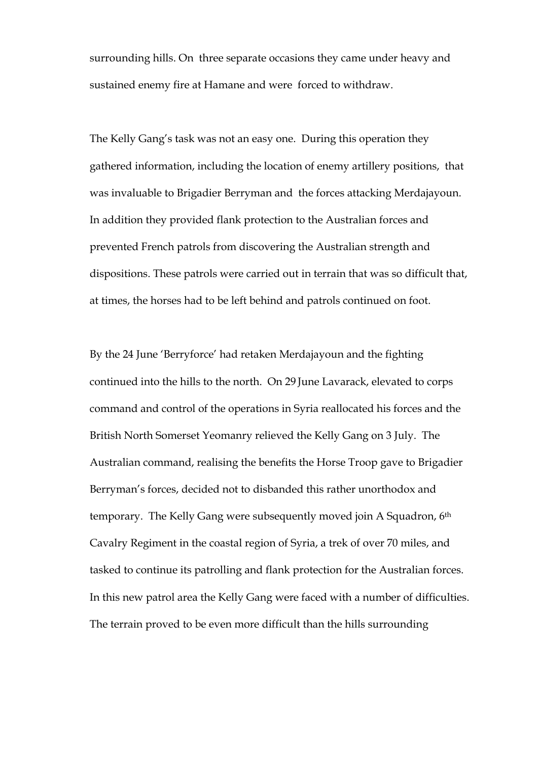surrounding hills. On three separate occasions they came under heavy and sustained enemy fire at Hamane and were forced to withdraw.

The Kelly Gang's task was not an easy one. During this operation they gathered information, including the location of enemy artillery positions, that was invaluable to Brigadier Berryman and the forces attacking Merdajayoun. In addition they provided flank protection to the Australian forces and prevented French patrols from discovering the Australian strength and dispositions. These patrols were carried out in terrain that was so difficult that, at times, the horses had to be left behind and patrols continued on foot.

By the 24 June 'Berryforce' had retaken Merdajayoun and the fighting continued into the hills to the north. On 29 June Lavarack, elevated to corps command and control of the operations in Syria reallocated his forces and the British North Somerset Yeomanry relieved the Kelly Gang on 3 July. The Australian command, realising the benefits the Horse Troop gave to Brigadier Berryman's forces, decided not to disbanded this rather unorthodox and temporary. The Kelly Gang were subsequently moved join A Squadron, 6th Cavalry Regiment in the coastal region of Syria, a trek of over 70 miles, and tasked to continue its patrolling and flank protection for the Australian forces. In this new patrol area the Kelly Gang were faced with a number of difficulties. The terrain proved to be even more difficult than the hills surrounding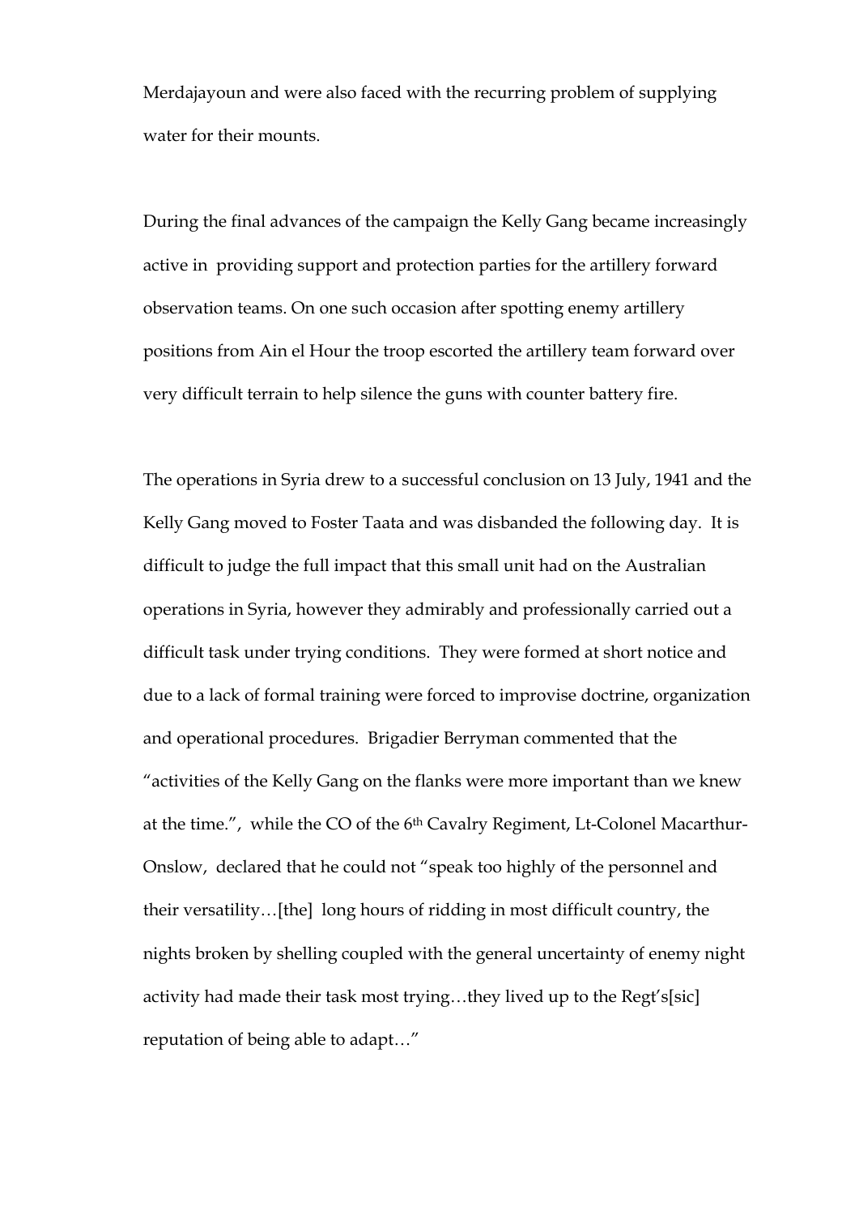Merdajayoun and were also faced with the recurring problem of supplying water for their mounts.

During the final advances of the campaign the Kelly Gang became increasingly active in providing support and protection parties for the artillery forward observation teams. On one such occasion after spotting enemy artillery positions from Ain el Hour the troop escorted the artillery team forward over very difficult terrain to help silence the guns with counter battery fire.

The operations in Syria drew to a successful conclusion on 13 July, 1941 and the Kelly Gang moved to Foster Taata and was disbanded the following day. It is difficult to judge the full impact that this small unit had on the Australian operations in Syria, however they admirably and professionally carried out a difficult task under trying conditions. They were formed at short notice and due to a lack of formal training were forced to improvise doctrine, organization and operational procedures. Brigadier Berryman commented that the "activities of the Kelly Gang on the flanks were more important than we knew at the time.", while the CO of the 6th Cavalry Regiment, Lt-Colonel Macarthur-Onslow, declared that he could not "speak too highly of the personnel and their versatility…[the] long hours of ridding in most difficult country, the nights broken by shelling coupled with the general uncertainty of enemy night activity had made their task most trying…they lived up to the Regt's[sic] reputation of being able to adapt…"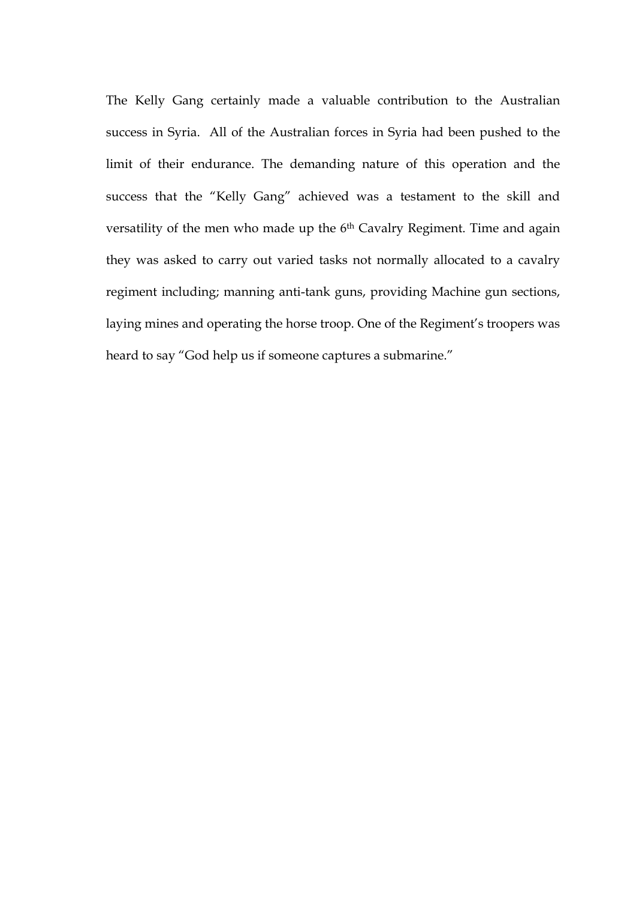The Kelly Gang certainly made a valuable contribution to the Australian success in Syria.  All of the Australian forces in Syria had been pushed to the limit of their endurance. The demanding nature of this operation and the success that the "Kelly Gang" achieved was a testament to the skill and versatility of the men who made up the 6$^{th}$ Cavalry Regiment. Time and again they was asked to carry out varied tasks not normally allocated to a cavalry regiment including; manning anti-tank guns, providing Machine gun sections, laying mines and operating the horse troop. One of the Regiment's troopers was heard to say "God help us if someone captures a submarine."